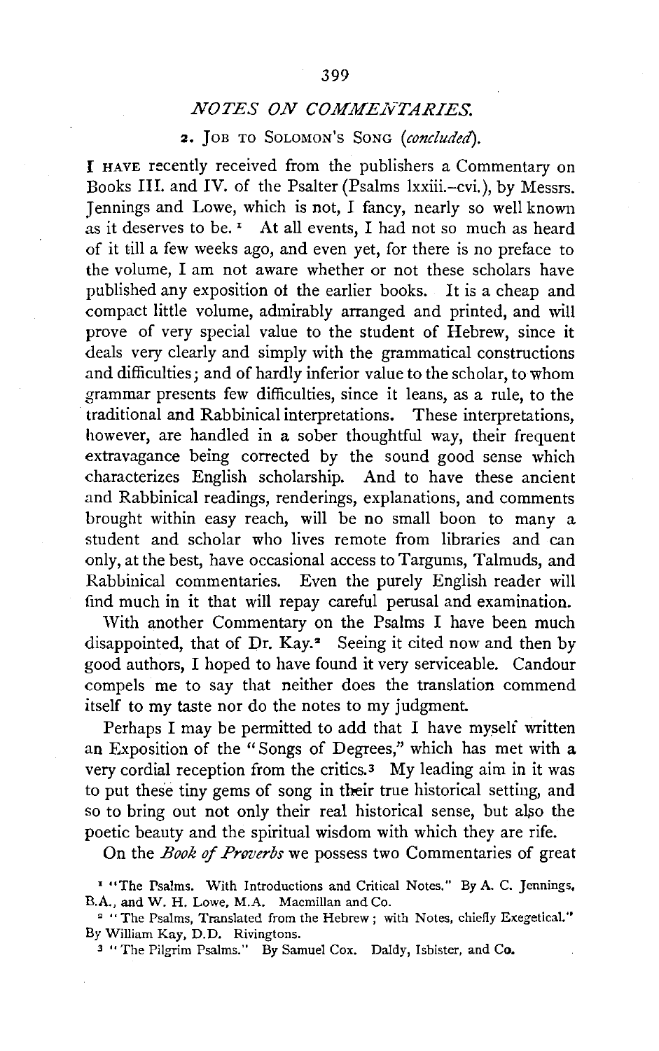## *NOTES ON COMMENTARIES.*

### 2. JOB TO SOLOMON'S SONG (*concluded*).

I HAVE recently received from the publishers a Commentary on Books III. and IV. of the Psalter (Psalms lxxiii.–cvi.), by Messrs. Jennings and Lowe, which is not, I fancy, nearly so well known as it deserves to be.[1] At all events, I had not so much as heard of it till a few weeks ago, and even yet, for there is no preface to the volume, I am not aware whether or not these scholars have published any exposition of the earlier books. It is a cheap and compact little volume, admirably arranged and printed, and will prove of very special value to the student of Hebrew, since it deals very clearly and simply with the grammatical constructions and difficulties; and of hardly inferior value to the scholar, to whom grammar presents few difficulties, since it leans, as a rule, to the traditional and Rabbinical interpretations. These interpretations, however, are handled in a sober thoughtful way, their frequent extravagance being corrected by the sound good sense which characterizes English scholarship. And to have these ancient and Rabbinical readings, renderings, explanations, and comments brought within easy reach, will be no small boon to many a student and scholar who lives remote from libraries and can only, at the best, have occasional access to Targums, Talmuds, and Rabbinical commentaries. Even the purely English reader will find much in it that will repay careful perusal and examination.

With another Commentary on the Psalms I have been much disappointed, that of Dr. Kay.[2] Seeing it cited now and then by good authors, I hoped to have found it very serviceable. Candour compels me to say that neither does the translation commend itself to my taste nor do the notes to my judgment.

Perhaps I may be permitted to add that I have myself written an Exposition of the "Songs of Degrees," which has met with a very cordial reception from the critics.[3] My leading aim in it was to put these tiny gems of song in their true historical setting, and so to bring out not only their real historical sense, but also the poetic beauty and the spiritual wisdom with which they are rife.

On the *Book of Proverbs* we possess two Commentaries of great

[1] "The Psalms. With Introductions and Critical Notes." By A. C. Jennings, B.A., and W. H. Lowe, M.A. Macmillan and Co.

[2] "The Psalms, Translated from the Hebrew; with Notes, chiefly Exegetical." By William Kay, D.D. Rivingtons.

[3] "The Pilgrim Psalms." By Samuel Cox. Daldy, Isbister, and Co.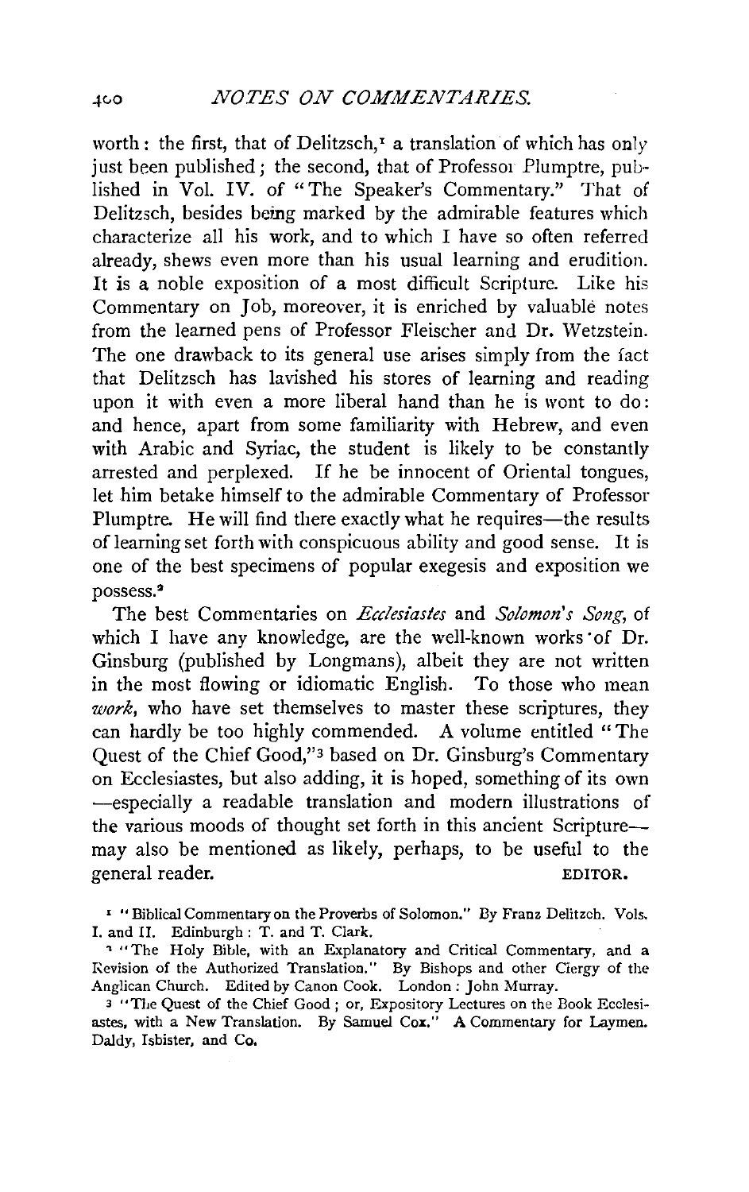worth: the first, that of Delitzsch,[1] a translation of which has only just been published; the second, that of Professor Plumptre, published in Vol. IV. of "The Speaker's Commentary." That of Delitzsch, besides being marked by the admirable features which characterize all his work, and to which I have so often referred already, shews even more than his usual learning and erudition. It is a noble exposition of a most difficult Scripture. Like his Commentary on Job, moreover, it is enriched by valuable notes from the learned pens of Professor Fleischer and Dr. Wetzstein. The one drawback to its general use arises simply from the fact that Delitzsch has lavished his stores of learning and reading upon it with even a more liberal hand than he is wont to do: and hence, apart from some familiarity with Hebrew, and even with Arabic and Syriac, the student is likely to be constantly arrested and perplexed. If he be innocent of Oriental tongues, let him betake himself to the admirable Commentary of Professor Plumptre. He will find there exactly what he requires—the results of learning set forth with conspicuous ability and good sense. It is one of the best specimens of popular exegesis and exposition we possess.[2]

The best Commentaries on *Ecclesiastes* and *Solomon's Song*, of which I have any knowledge, are the well-known works of Dr. Ginsburg (published by Longmans), albeit they are not written in the most flowing or idiomatic English. To those who mean *work*, who have set themselves to master these scriptures, they can hardly be too highly commended. A volume entitled "The Quest of the Chief Good,"[3] based on Dr. Ginsburg's Commentary on Ecclesiastes, but also adding, it is hoped, something of its own —especially a readable translation and modern illustrations of the various moods of thought set forth in this ancient Scripture—may also be mentioned as likely, perhaps, to be useful to the general reader.

EDITOR.

[1] "Biblical Commentary on the Proverbs of Solomon." By Franz Delitzch. Vols. I. and II. Edinburgh: T. and T. Clark.

[2] "The Holy Bible, with an Explanatory and Critical Commentary, and a Revision of the Authorized Translation." By Bishops and other Clergy of the Anglican Church. Edited by Canon Cook. London: John Murray.

[3] "The Quest of the Chief Good; or, Expository Lectures on the Book Ecclesiastes, with a New Translation. By Samuel Cox." A Commentary for Laymen. Daldy, Isbister, and Co.